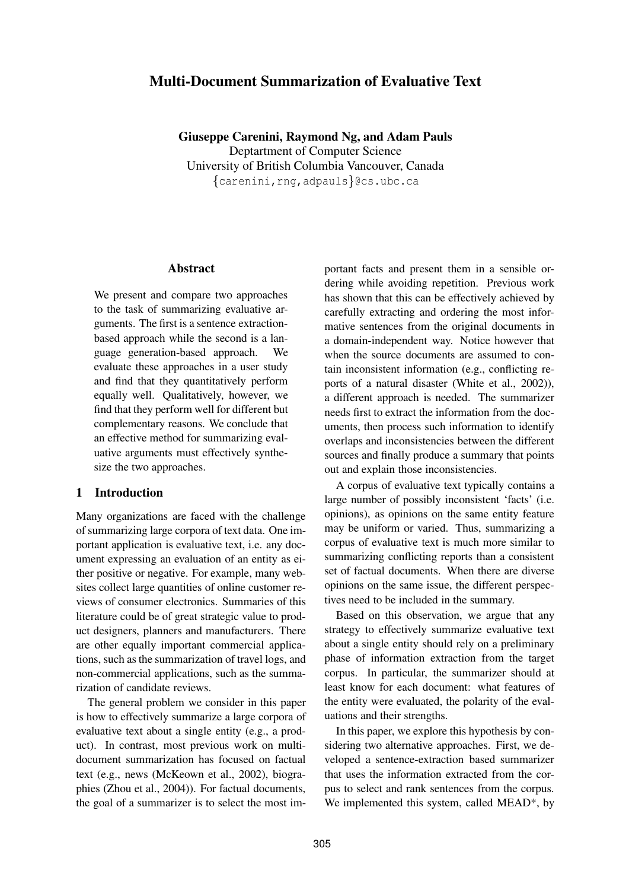# Multi-Document Summarization of Evaluative Text

**Giuseppe Carenini, Raymond Ng, and Adam Pauls**
Deptartment of Computer Science
University of British Columbia Vancouver, Canada
{carenini,rng,adpauls}@cs.ubc.ca

## Abstract

We present and compare two approaches to the task of summarizing evaluative arguments. The first is a sentence extraction-based approach while the second is a language generation-based approach. We evaluate these approaches in a user study and find that they quantitatively perform equally well. Qualitatively, however, we find that they perform well for different but complementary reasons. We conclude that an effective method for summarizing evaluative arguments must effectively synthesize the two approaches.

## 1 Introduction

Many organizations are faced with the challenge of summarizing large corpora of text data. One important application is evaluative text, i.e. any document expressing an evaluation of an entity as either positive or negative. For example, many websites collect large quantities of online customer reviews of consumer electronics. Summaries of this literature could be of great strategic value to product designers, planners and manufacturers. There are other equally important commercial applications, such as the summarization of travel logs, and non-commercial applications, such as the summarization of candidate reviews.

The general problem we consider in this paper is how to effectively summarize a large corpora of evaluative text about a single entity (e.g., a product). In contrast, most previous work on multi-document summarization has focused on factual text (e.g., news (McKeown et al., 2002), biographies (Zhou et al., 2004)). For factual documents, the goal of a summarizer is to select the most important facts and present them in a sensible ordering while avoiding repetition. Previous work has shown that this can be effectively achieved by carefully extracting and ordering the most informative sentences from the original documents in a domain-independent way. Notice however that when the source documents are assumed to contain inconsistent information (e.g., conflicting reports of a natural disaster (White et al., 2002)), a different approach is needed. The summarizer needs first to extract the information from the documents, then process such information to identify overlaps and inconsistencies between the different sources and finally produce a summary that points out and explain those inconsistencies.

A corpus of evaluative text typically contains a large number of possibly inconsistent 'facts' (i.e. opinions), as opinions on the same entity feature may be uniform or varied. Thus, summarizing a corpus of evaluative text is much more similar to summarizing conflicting reports than a consistent set of factual documents. When there are diverse opinions on the same issue, the different perspectives need to be included in the summary.

Based on this observation, we argue that any strategy to effectively summarize evaluative text about a single entity should rely on a preliminary phase of information extraction from the target corpus. In particular, the summarizer should at least know for each document: what features of the entity were evaluated, the polarity of the evaluations and their strengths.

In this paper, we explore this hypothesis by considering two alternative approaches. First, we developed a sentence-extraction based summarizer that uses the information extracted from the corpus to select and rank sentences from the corpus. We implemented this system, called MEAD*, by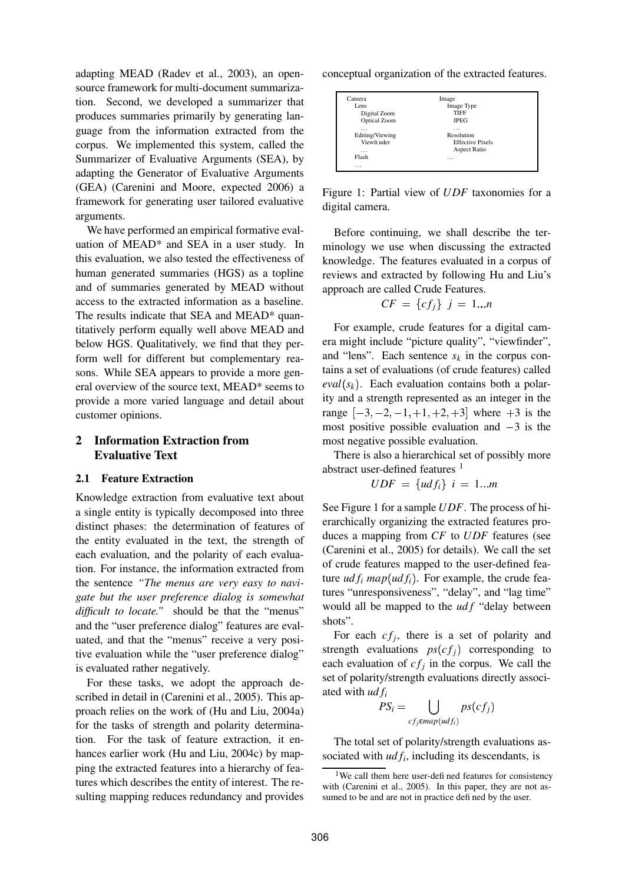adapting MEAD (Radev et al., 2003), an open-source framework for multi-document summarization. Second, we developed a summarizer that produces summaries primarily by generating language from the information extracted from the corpus. We implemented this system, called the Summarizer of Evaluative Arguments (SEA), by adapting the Generator of Evaluative Arguments (GEA) (Carenini and Moore, expected 2006) a framework for generating user tailored evaluative arguments.

We have performed an empirical formative evaluation of MEAD* and SEA in a user study. In this evaluation, we also tested the effectiveness of human generated summaries (HGS) as a topline and of summaries generated by MEAD without access to the extracted information as a baseline. The results indicate that SEA and MEAD* quantitatively perform equally well above MEAD and below HGS. Qualitatively, we find that they perform well for different but complementary reasons. While SEA appears to provide a more general overview of the source text, MEAD* seems to provide a more varied language and detail about customer opinions.

## 2 Information Extraction from Evaluative Text

### 2.1 Feature Extraction

Knowledge extraction from evaluative text about a single entity is typically decomposed into three distinct phases: the determination of features of the entity evaluated in the text, the strength of each evaluation, and the polarity of each evaluation. For instance, the information extracted from the sentence *"The menus are very easy to navigate but the user preference dialog is somewhat difficult to locate."* should be that the "menus" and the "user preference dialog" features are evaluated, and that the "menus" receive a very positive evaluation while the "user preference dialog" is evaluated rather negatively.

For these tasks, we adopt the approach described in detail in (Carenini et al., 2005). This approach relies on the work of (Hu and Liu, 2004a) for the tasks of strength and polarity determination. For the task of feature extraction, it enhances earlier work (Hu and Liu, 2004c) by mapping the extracted features into a hierarchy of features which describes the entity of interest. The resulting mapping reduces redundancy and provides conceptual organization of the extracted features.

```
Camera                      Image
  Lens                        Image Type
    Digital Zoom                TIFF
    Optical Zoom                JPEG
    ...                         ...
  Editing/Viewing             Resolution
    Viewfinder                  Effective Pixels
    ...                         Aspect Ratio
  Flash                       ...
  ...
```

Figure 1: Partial view of $UDF$ taxonomies for a digital camera.

Before continuing, we shall describe the terminology we use when discussing the extracted knowledge. The features evaluated in a corpus of reviews and extracted by following Hu and Liu's approach are called Crude Features.

$$CF = \{cf_j\} \; j = 1...n$$

For example, crude features for a digital camera might include "picture quality", "viewfinder", and "lens". Each sentence $s_k$ in the corpus contains a set of evaluations (of crude features) called $eval(s_k)$. Each evaluation contains both a polarity and a strength represented as an integer in the range $[-3,-2,-1,+1,+2,+3]$ where $+3$ is the most positive possible evaluation and $-3$ is the most negative possible evaluation.

There is also a hierarchical set of possibly more abstract user-defined features [1]

$$UDF = \{udf_i\} \; i = 1...m$$

See Figure 1 for a sample $UDF$. The process of hierarchically organizing the extracted features produces a mapping from $CF$ to $UDF$ features (see (Carenini et al., 2005) for details). We call the set of crude features mapped to the user-defined feature $udf_i$ $map(udf_i)$. For example, the crude features "unresponsiveness", "delay", and "lag time" would all be mapped to the $udf$ "delay between shots".

For each $cf_j$, there is a set of polarity and strength evaluations $ps(cf_j)$ corresponding to each evaluation of $cf_j$ in the corpus. We call the set of polarity/strength evaluations directly associated with $udf_i$

$$PS_i = \bigcup_{cf_j \in map(udf_i)} ps(cf_j)$$

The total set of polarity/strength evaluations associated with $udf_i$, including its descendants, is

[1] We call them here user-defined features for consistency with (Carenini et al., 2005). In this paper, they are not assumed to be and are not in practice defined by the user.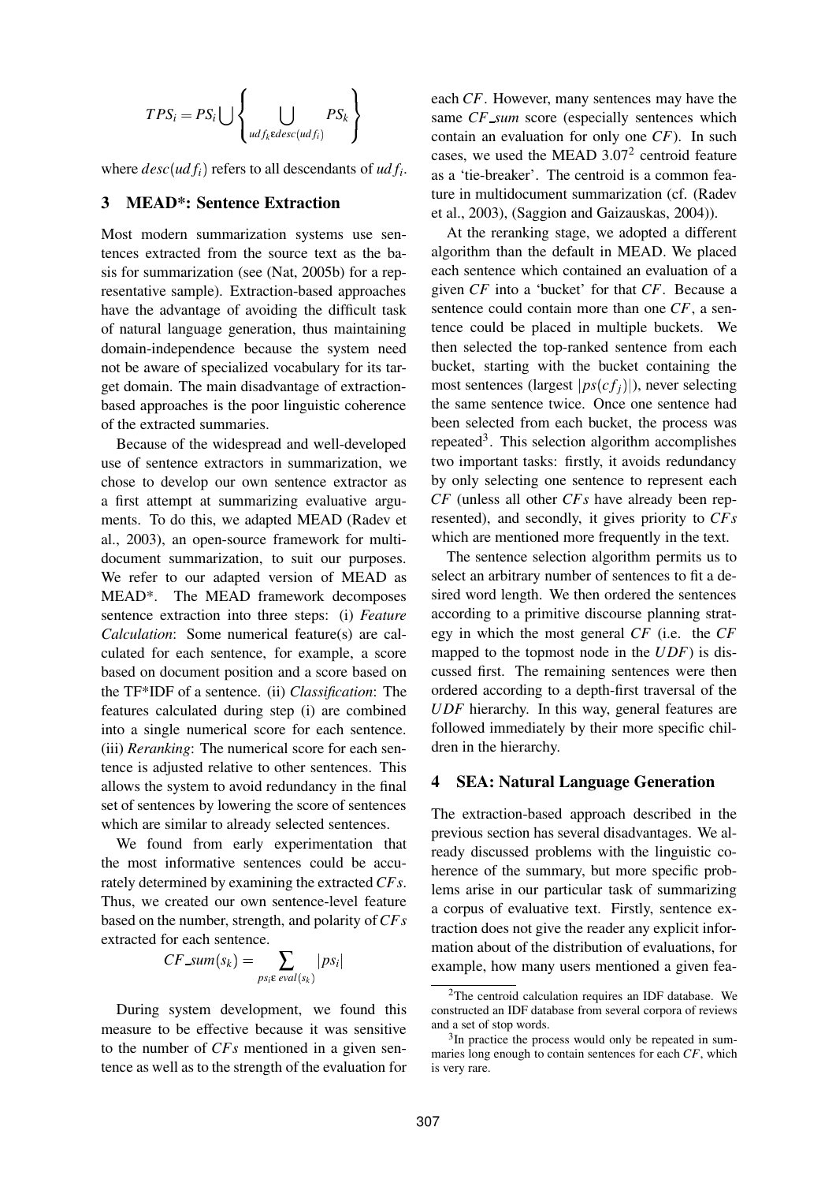$$TPS_i = PS_i \bigcup \left\{ \bigcup_{udf_k \varepsilon desc(udf_i)} PS_k \right\}$$

where $desc(udf_i)$ refers to all descendants of $udf_i$.

## 3 MEAD*: Sentence Extraction

Most modern summarization systems use sentences extracted from the source text as the basis for summarization (see (Nat, 2005b) for a representative sample). Extraction-based approaches have the advantage of avoiding the difficult task of natural language generation, thus maintaining domain-independence because the system need not be aware of specialized vocabulary for its target domain. The main disadvantage of extraction-based approaches is the poor linguistic coherence of the extracted summaries.

Because of the widespread and well-developed use of sentence extractors in summarization, we chose to develop our own sentence extractor as a first attempt at summarizing evaluative arguments. To do this, we adapted MEAD (Radev et al., 2003), an open-source framework for multi-document summarization, to suit our purposes. We refer to our adapted version of MEAD as MEAD*. The MEAD framework decomposes sentence extraction into three steps: (i) *Feature Calculation*: Some numerical feature(s) are calculated for each sentence, for example, a score based on document position and a score based on the TF*IDF of a sentence. (ii) *Classification*: The features calculated during step (i) are combined into a single numerical score for each sentence. (iii) *Reranking*: The numerical score for each sentence is adjusted relative to other sentences. This allows the system to avoid redundancy in the final set of sentences by lowering the score of sentences which are similar to already selected sentences.

We found from early experimentation that the most informative sentences could be accurately determined by examining the extracted $CFs$. Thus, we created our own sentence-level feature based on the number, strength, and polarity of $CFs$ extracted for each sentence.

$$CF\_sum(s_k) = \sum_{ps_i \varepsilon\, eval(s_k)} |ps_i|$$

During system development, we found this measure to be effective because it was sensitive to the number of $CFs$ mentioned in a given sentence as well as to the strength of the evaluation for each $CF$. However, many sentences may have the same $CF\_sum$ score (especially sentences which contain an evaluation for only one $CF$). In such cases, we used the MEAD 3.07[2] centroid feature as a 'tie-breaker'. The centroid is a common feature in multidocument summarization (cf. (Radev et al., 2003), (Saggion and Gaizauskas, 2004)).

At the reranking stage, we adopted a different algorithm than the default in MEAD. We placed each sentence which contained an evaluation of a given $CF$ into a 'bucket' for that $CF$. Because a sentence could contain more than one $CF$, a sentence could be placed in multiple buckets. We then selected the top-ranked sentence from each bucket, starting with the bucket containing the most sentences (largest $|ps(cf_j)|$), never selecting the same sentence twice. Once one sentence had been selected from each bucket, the process was repeated[3]. This selection algorithm accomplishes two important tasks: firstly, it avoids redundancy by only selecting one sentence to represent each $CF$ (unless all other $CFs$ have already been represented), and secondly, it gives priority to $CFs$ which are mentioned more frequently in the text.

The sentence selection algorithm permits us to select an arbitrary number of sentences to fit a desired word length. We then ordered the sentences according to a primitive discourse planning strategy in which the most general $CF$ (i.e. the $CF$ mapped to the topmost node in the $UDF$) is discussed first. The remaining sentences were then ordered according to a depth-first traversal of the $UDF$ hierarchy. In this way, general features are followed immediately by their more specific children in the hierarchy.

## 4 SEA: Natural Language Generation

The extraction-based approach described in the previous section has several disadvantages. We already discussed problems with the linguistic coherence of the summary, but more specific problems arise in our particular task of summarizing a corpus of evaluative text. Firstly, sentence extraction does not give the reader any explicit information about of the distribution of evaluations, for example, how many users mentioned a given fea-

[2] The centroid calculation requires an IDF database. We constructed an IDF database from several corpora of reviews and a set of stop words.

[3] In practice the process would only be repeated in summaries long enough to contain sentences for each $CF$, which is very rare.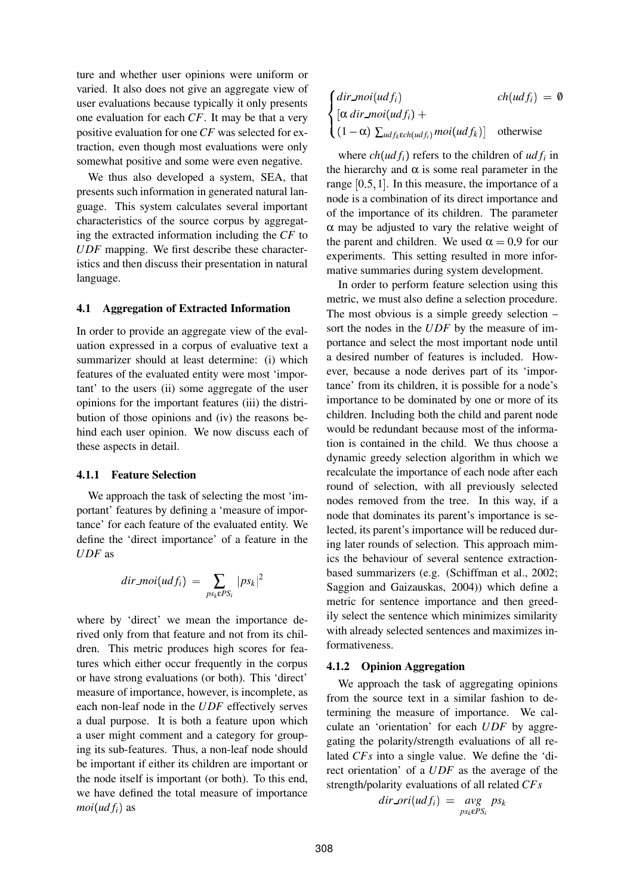ture and whether user opinions were uniform or varied. It also does not give an aggregate view of user evaluations because typically it only presents one evaluation for each $CF$. It may be that a very positive evaluation for one $CF$ was selected for extraction, even though most evaluations were only somewhat positive and some were even negative.

We thus also developed a system, SEA, that presents such information in generated natural language. This system calculates several important characteristics of the source corpus by aggregating the extracted information including the $CF$ to $UDF$ mapping. We first describe these characteristics and then discuss their presentation in natural language.

### 4.1 Aggregation of Extracted Information

In order to provide an aggregate view of the evaluation expressed in a corpus of evaluative text a summarizer should at least determine: (i) which features of the evaluated entity were most 'important' to the users (ii) some aggregate of the user opinions for the important features (iii) the distribution of those opinions and (iv) the reasons behind each user opinion. We now discuss each of these aspects in detail.

#### 4.1.1 Feature Selection

We approach the task of selecting the most 'important' features by defining a 'measure of importance' for each feature of the evaluated entity. We define the 'direct importance' of a feature in the $UDF$ as

$$dir\_moi(udf_i) \;=\; \sum_{ps_k \epsilon PS_i} |ps_k|^2$$

where by 'direct' we mean the importance derived only from that feature and not from its children. This metric produces high scores for features which either occur frequently in the corpus or have strong evaluations (or both). This 'direct' measure of importance, however, is incomplete, as each non-leaf node in the $UDF$ effectively serves a dual purpose. It is both a feature upon which a user might comment and a category for grouping its sub-features. Thus, a non-leaf node should be important if either its children are important or the node itself is important (or both). To this end, we have defined the total measure of importance $moi(udf_i)$ as

$$\begin{cases} dir\_moi(udf_i) & ch(udf_i) \;=\; \emptyset \\ [\alpha \, dir\_moi(udf_i) + \\ (1-\alpha) \sum_{udf_k \epsilon ch(udf_i)} moi(udf_k)] & \text{otherwise} \end{cases}$$

where $ch(udf_i)$ refers to the children of $udf_i$ in the hierarchy and $\alpha$ is some real parameter in the range $[0.5, 1]$. In this measure, the importance of a node is a combination of its direct importance and of the importance of its children. The parameter $\alpha$ may be adjusted to vary the relative weight of the parent and children. We used $\alpha = 0.9$ for our experiments. This setting resulted in more informative summaries during system development.

In order to perform feature selection using this metric, we must also define a selection procedure. The most obvious is a simple greedy selection – sort the nodes in the $UDF$ by the measure of importance and select the most important node until a desired number of features is included. However, because a node derives part of its 'importance' from its children, it is possible for a node's importance to be dominated by one or more of its children. Including both the child and parent node would be redundant because most of the information is contained in the child. We thus choose a dynamic greedy selection algorithm in which we recalculate the importance of each node after each round of selection, with all previously selected nodes removed from the tree. In this way, if a node that dominates its parent's importance is selected, its parent's importance will be reduced during later rounds of selection. This approach mimics the behaviour of several sentence extraction-based summarizers (e.g. (Schiffman et al., 2002; Saggion and Gaizauskas, 2004)) which define a metric for sentence importance and then greedily select the sentence which minimizes similarity with already selected sentences and maximizes informativeness.

#### 4.1.2 Opinion Aggregation

We approach the task of aggregating opinions from the source text in a similar fashion to determining the measure of importance. We calculate an 'orientation' for each $UDF$ by aggregating the polarity/strength evaluations of all related $CFs$ into a single value. We define the 'direct orientation' of a $UDF$ as the average of the strength/polarity evaluations of all related $CFs$

$$dir\_ori(udf_i) \;=\; \underset{ps_k \epsilon PS_i}{avg} \; ps_k$$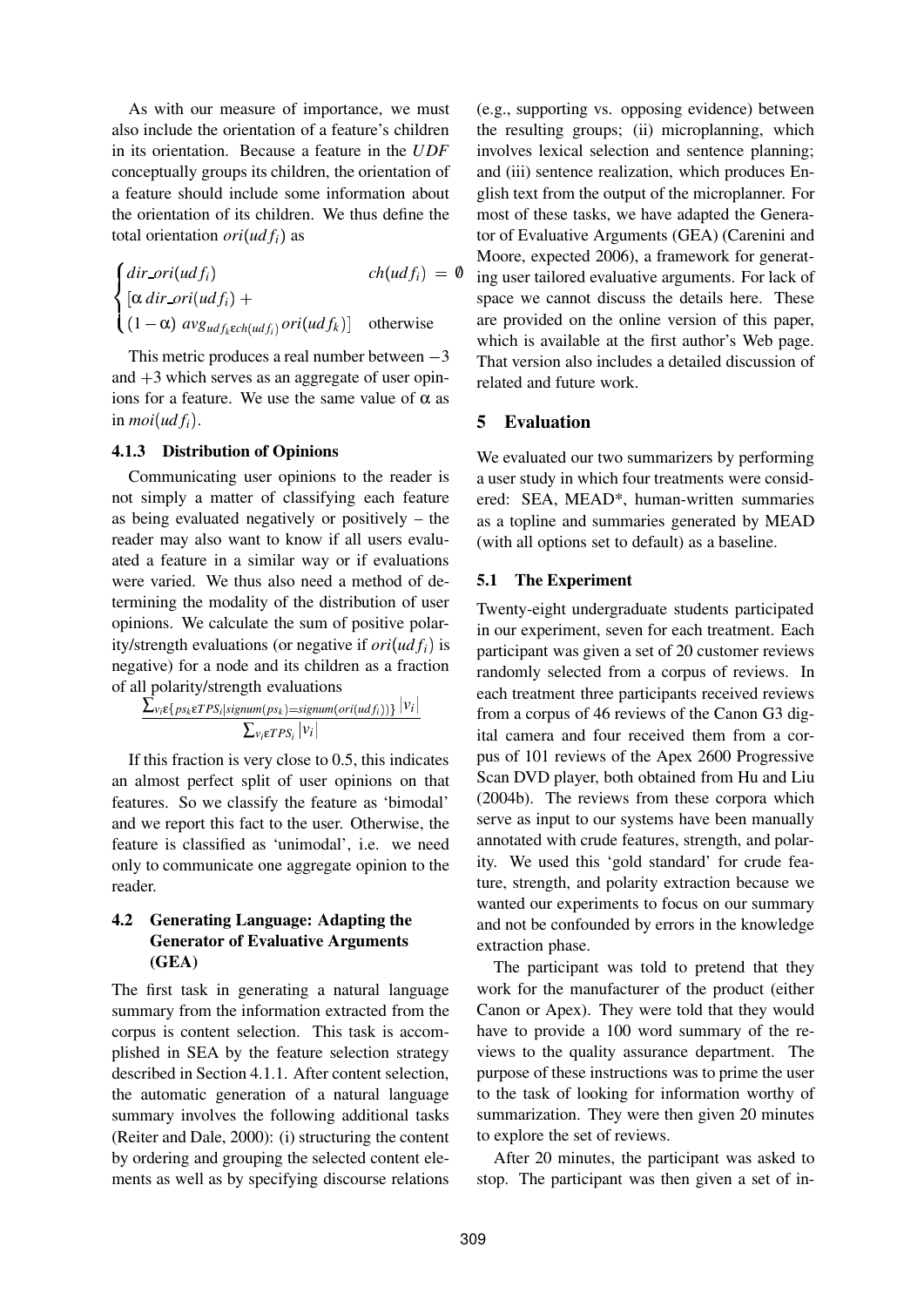As with our measure of importance, we must also include the orientation of a feature's children in its orientation. Because a feature in the *UDF* conceptually groups its children, the orientation of a feature should include some information about the orientation of its children. We thus define the total orientation $ori(udf_i)$ as

$$\begin{cases} dir\_ori(udf_i) & ch(udf_i) = \emptyset \\ [\alpha\, dir\_ori(udf_i) + \\ (1-\alpha)\ avg_{udf_k \varepsilon ch(udf_i)}\, ori(udf_k)] & \text{otherwise} \end{cases}$$

This metric produces a real number between $-3$ and $+3$ which serves as an aggregate of user opinions for a feature. We use the same value of $\alpha$ as in $moi(udf_i)$.

### 4.1.3 Distribution of Opinions

Communicating user opinions to the reader is not simply a matter of classifying each feature as being evaluated negatively or positively – the reader may also want to know if all users evaluated a feature in a similar way or if evaluations were varied. We thus also need a method of determining the modality of the distribution of user opinions. We calculate the sum of positive polarity/strength evaluations (or negative if $ori(udf_i)$ is negative) for a node and its children as a fraction of all polarity/strength evaluations

$$\frac{\sum_{v_i \varepsilon \{ps_k \varepsilon TPS_i | signum(ps_k) = signum(ori(udf_i))\}} |v_i|}{\sum_{v_i \varepsilon TPS_i} |v_i|}$$

If this fraction is very close to 0.5, this indicates an almost perfect split of user opinions on that features. So we classify the feature as 'bimodal' and we report this fact to the user. Otherwise, the feature is classified as 'unimodal', i.e. we need only to communicate one aggregate opinion to the reader.

## 4.2 Generating Language: Adapting the Generator of Evaluative Arguments (GEA)

The first task in generating a natural language summary from the information extracted from the corpus is content selection. This task is accomplished in SEA by the feature selection strategy described in Section 4.1.1. After content selection, the automatic generation of a natural language summary involves the following additional tasks (Reiter and Dale, 2000): (i) structuring the content by ordering and grouping the selected content elements as well as by specifying discourse relations (e.g., supporting vs. opposing evidence) between the resulting groups; (ii) microplanning, which involves lexical selection and sentence planning; and (iii) sentence realization, which produces English text from the output of the microplanner. For most of these tasks, we have adapted the Generator of Evaluative Arguments (GEA) (Carenini and Moore, expected 2006), a framework for generating user tailored evaluative arguments. For lack of space we cannot discuss the details here. These are provided on the online version of this paper, which is available at the first author's Web page. That version also includes a detailed discussion of related and future work.

# 5 Evaluation

We evaluated our two summarizers by performing a user study in which four treatments were considered: SEA, MEAD*, human-written summaries as a topline and summaries generated by MEAD (with all options set to default) as a baseline.

## 5.1 The Experiment

Twenty-eight undergraduate students participated in our experiment, seven for each treatment. Each participant was given a set of 20 customer reviews randomly selected from a corpus of reviews. In each treatment three participants received reviews from a corpus of 46 reviews of the Canon G3 digital camera and four received them from a corpus of 101 reviews of the Apex 2600 Progressive Scan DVD player, both obtained from Hu and Liu (2004b). The reviews from these corpora which serve as input to our systems have been manually annotated with crude features, strength, and polarity. We used this 'gold standard' for crude feature, strength, and polarity extraction because we wanted our experiments to focus on our summary and not be confounded by errors in the knowledge extraction phase.

The participant was told to pretend that they work for the manufacturer of the product (either Canon or Apex). They were told that they would have to provide a 100 word summary of the reviews to the quality assurance department. The purpose of these instructions was to prime the user to the task of looking for information worthy of summarization. They were then given 20 minutes to explore the set of reviews.

After 20 minutes, the participant was asked to stop. The participant was then given a set of in-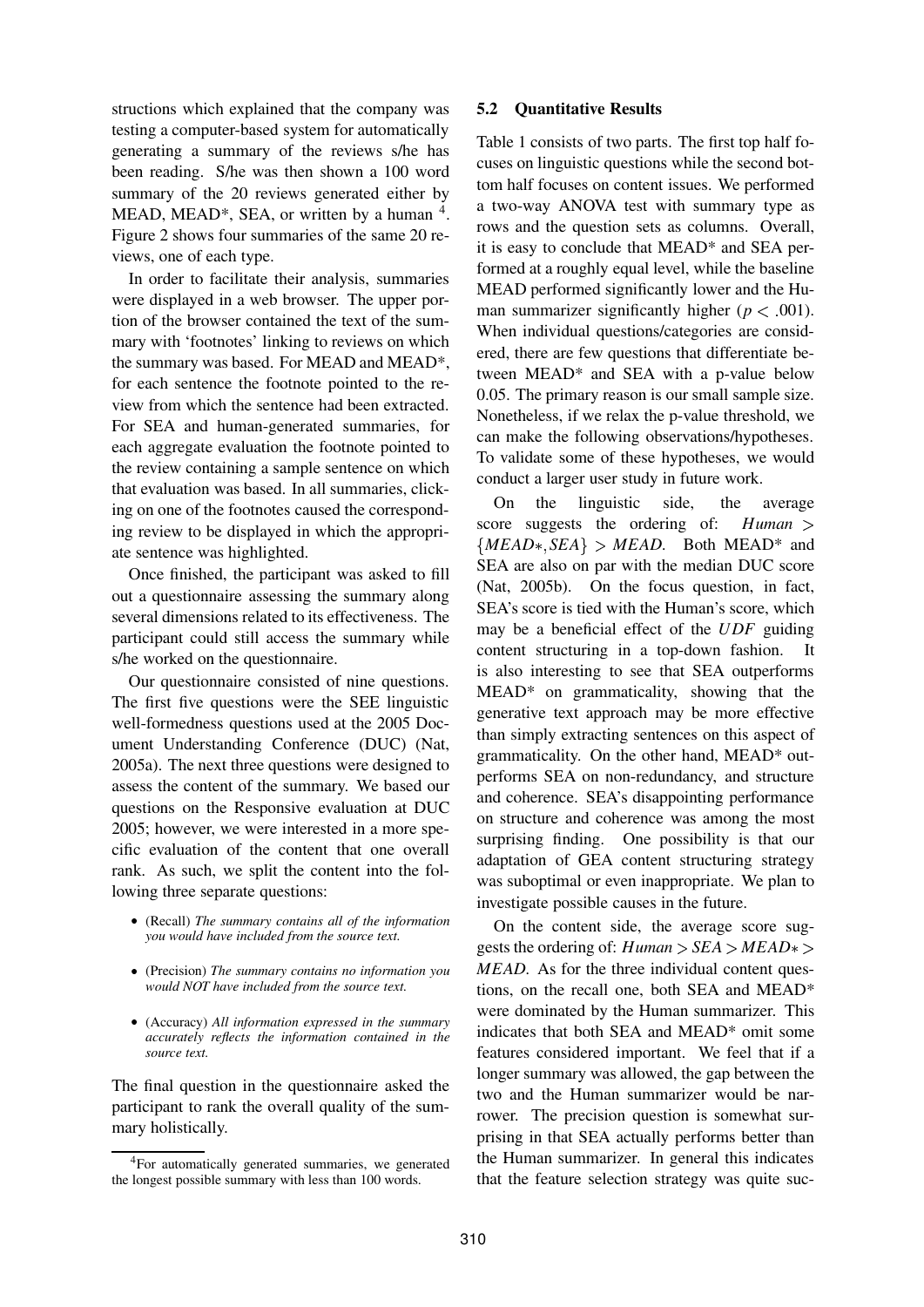structions which explained that the company was testing a computer-based system for automatically generating a summary of the reviews s/he has been reading. S/he was then shown a 100 word summary of the 20 reviews generated either by MEAD, MEAD*, SEA, or written by a human [4]. Figure 2 shows four summaries of the same 20 reviews, one of each type.

In order to facilitate their analysis, summaries were displayed in a web browser. The upper portion of the browser contained the text of the summary with 'footnotes' linking to reviews on which the summary was based. For MEAD and MEAD*, for each sentence the footnote pointed to the review from which the sentence had been extracted. For SEA and human-generated summaries, for each aggregate evaluation the footnote pointed to the review containing a sample sentence on which that evaluation was based. In all summaries, clicking on one of the footnotes caused the corresponding review to be displayed in which the appropriate sentence was highlighted.

Once finished, the participant was asked to fill out a questionnaire assessing the summary along several dimensions related to its effectiveness. The participant could still access the summary while s/he worked on the questionnaire.

Our questionnaire consisted of nine questions. The first five questions were the SEE linguistic well-formedness questions used at the 2005 Document Understanding Conference (DUC) (Nat, 2005a). The next three questions were designed to assess the content of the summary. We based our questions on the Responsive evaluation at DUC 2005; however, we were interested in a more specific evaluation of the content that one overall rank. As such, we split the content into the following three separate questions:

- (Recall) *The summary contains all of the information you would have included from the source text.*
- (Precision) *The summary contains no information you would NOT have included from the source text.*
- (Accuracy) *All information expressed in the summary accurately reflects the information contained in the source text.*

The final question in the questionnaire asked the participant to rank the overall quality of the summary holistically.

[4] For automatically generated summaries, we generated the longest possible summary with less than 100 words.

### 5.2 Quantitative Results

Table 1 consists of two parts. The first top half focuses on linguistic questions while the second bottom half focuses on content issues. We performed a two-way ANOVA test with summary type as rows and the question sets as columns. Overall, it is easy to conclude that MEAD* and SEA performed at a roughly equal level, while the baseline MEAD performed significantly lower and the Human summarizer significantly higher ($p < .001$). When individual questions/categories are considered, there are few questions that differentiate between MEAD* and SEA with a p-value below 0.05. The primary reason is our small sample size. Nonetheless, if we relax the p-value threshold, we can make the following observations/hypotheses. To validate some of these hypotheses, we would conduct a larger user study in future work.

On the linguistic side, the average score suggests the ordering of: $Human > \{MEAD*, SEA\} > MEAD$. Both MEAD* and SEA are also on par with the median DUC score (Nat, 2005b). On the focus question, in fact, SEA's score is tied with the Human's score, which may be a beneficial effect of the *UDF* guiding content structuring in a top-down fashion. It is also interesting to see that SEA outperforms MEAD* on grammaticality, showing that the generative text approach may be more effective than simply extracting sentences on this aspect of grammaticality. On the other hand, MEAD* outperforms SEA on non-redundancy, and structure and coherence. SEA's disappointing performance on structure and coherence was among the most surprising finding. One possibility is that our adaptation of GEA content structuring strategy was suboptimal or even inappropriate. We plan to investigate possible causes in the future.

On the content side, the average score suggests the ordering of: $Human > SEA > MEAD* > MEAD$. As for the three individual content questions, on the recall one, both SEA and MEAD* were dominated by the Human summarizer. This indicates that both SEA and MEAD* omit some features considered important. We feel that if a longer summary was allowed, the gap between the two and the Human summarizer would be narrower. The precision question is somewhat surprising in that SEA actually performs better than the Human summarizer. In general this indicates that the feature selection strategy was quite suc-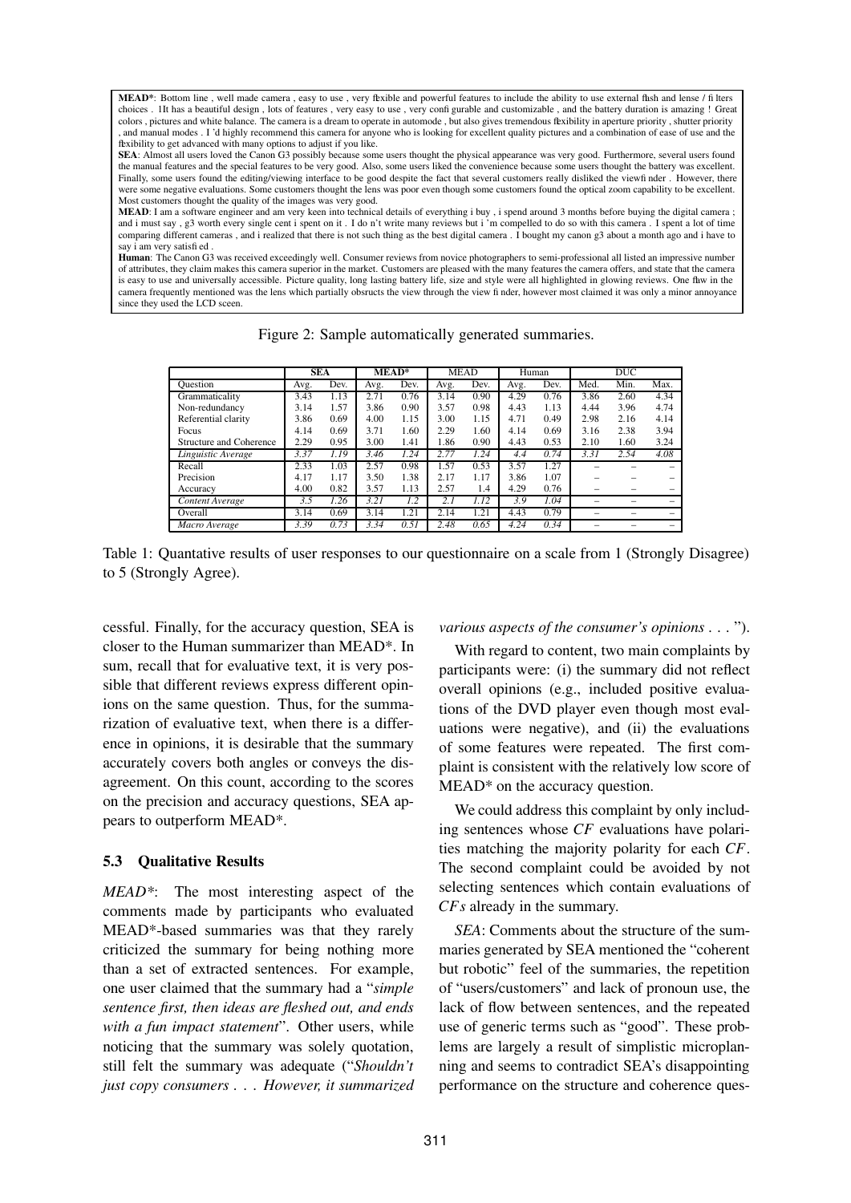**MEAD***: Bottom line , well made camera , easy to use , very flexible and powerful features to include the ability to use external flash and lense / filters choices . 1It has a beautiful design , lots of features , very easy to use , very configurable and customizable , and the battery duration is amazing ! Great colors , pictures and white balance. The camera is a dream to operate in automode , but also gives tremendous flexibility in aperture priority , shutter priority , and manual modes . I 'd highly recommend this camera for anyone who is looking for excellent quality pictures and a combination of ease of use and the flexibility to get advanced with many options to adjust if you like.

**SEA**: Almost all users loved the Canon G3 possibly because some users thought the physical appearance was very good. Furthermore, several users found the manual features and the special features to be very good. Also, some users liked the convenience because some users thought the battery was excellent. Finally, some users found the editing/viewing interface to be good despite the fact that several customers really disliked the viewfinder . However, there were some negative evaluations. Some customers thought the lens was poor even though some customers found the optical zoom capability to be excellent. Most customers thought the quality of the images was very good.

**MEAD**: I am a software engineer and am very keen into technical details of everything i buy , i spend around 3 months before buying the digital camera ; and i must say , g3 worth every single cent i spent on it . I do n't write many reviews but i 'm compelled to do so with this camera . I spent a lot of time comparing different cameras , and i realized that there is not such thing as the best digital camera . I bought my canon g3 about a month ago and i have to say i am very satisfied .

**Human**: The Canon G3 was received exceedingly well. Consumer reviews from novice photographers to semi-professional all listed an impressive number of attributes, they claim makes this camera superior in the market. Customers are pleased with the many features the camera offers, and state that the camera is easy to use and universally accessible. Picture quality, long lasting battery life, size and style were all highlighted in glowing reviews. One flaw in the camera frequently mentioned was the lens which partially obsructs the view through the view finder, however most claimed it was only a minor annoyance since they used the LCD sceen.

Figure 2: Sample automatically generated summaries.

| | **SEA** | | **MEAD*** | | MEAD | | Human | | DUC | | |
|---|---|---|---|---|---|---|---|---|---|---|---|
| Question | Avg. | Dev. | Avg. | Dev. | Avg. | Dev. | Avg. | Dev. | Med. | Min. | Max. |
| Grammaticality | 3.43 | 1.13 | 2.71 | 0.76 | 3.14 | 0.90 | 4.29 | 0.76 | 3.86 | 2.60 | 4.34 |
| Non-redundancy | 3.14 | 1.57 | 3.86 | 0.90 | 3.57 | 0.98 | 4.43 | 1.13 | 4.44 | 3.96 | 4.74 |
| Referential clarity | 3.86 | 0.69 | 4.00 | 1.15 | 3.00 | 1.15 | 4.71 | 0.49 | 2.98 | 2.16 | 4.14 |
| Focus | 4.14 | 0.69 | 3.71 | 1.60 | 2.29 | 1.60 | 4.14 | 0.69 | 3.16 | 2.38 | 3.94 |
| Structure and Coherence | 2.29 | 0.95 | 3.00 | 1.41 | 1.86 | 0.90 | 4.43 | 0.53 | 2.10 | 1.60 | 3.24 |
| *Linguistic Average* | *3.37* | *1.19* | *3.46* | *1.24* | *2.77* | *1.24* | *4.4* | *0.74* | *3.31* | *2.54* | *4.08* |
| Recall | 2.33 | 1.03 | 2.57 | 0.98 | 1.57 | 0.53 | 3.57 | 1.27 | – | – | – |
| Precision | 4.17 | 1.17 | 3.50 | 1.38 | 2.17 | 1.17 | 3.86 | 1.07 | – | – | – |
| Accuracy | 4.00 | 0.82 | 3.57 | 1.13 | 2.57 | 1.4 | 4.29 | 0.76 | – | – | – |
| *Content Average* | *3.5* | *1.26* | *3.21* | *1.2* | *2.1* | *1.12* | *3.9* | *1.04* | – | – | – |
| Overall | 3.14 | 0.69 | 3.14 | 1.21 | 2.14 | 1.21 | 4.43 | 0.79 | – | – | – |
| *Macro Average* | *3.39* | *0.73* | *3.34* | *0.51* | *2.48* | *0.65* | *4.24* | *0.34* | – | – | – |

Table 1: Quantative results of user responses to our questionnaire on a scale from 1 (Strongly Disagree) to 5 (Strongly Agree).

cessful. Finally, for the accuracy question, SEA is closer to the Human summarizer than MEAD*. In sum, recall that for evaluative text, it is very possible that different reviews express different opinions on the same question. Thus, for the summarization of evaluative text, when there is a difference in opinions, it is desirable that the summary accurately covers both angles or conveys the disagreement. On this count, according to the scores on the precision and accuracy questions, SEA appears to outperform MEAD*.

### 5.3 Qualitative Results

*MEAD**: The most interesting aspect of the comments made by participants who evaluated MEAD*-based summaries was that they rarely criticized the summary for being nothing more than a set of extracted sentences. For example, one user claimed that the summary had a "*simple sentence first, then ideas are fleshed out, and ends with a fun impact statement*". Other users, while noticing that the summary was solely quotation, still felt the summary was adequate ("*Shouldn't just copy consumers . . . However, it summarized various aspects of the consumer's opinions . . .* ").

With regard to content, two main complaints by participants were: (i) the summary did not reflect overall opinions (e.g., included positive evaluations of the DVD player even though most evaluations were negative), and (ii) the evaluations of some features were repeated. The first complaint is consistent with the relatively low score of MEAD* on the accuracy question.

We could address this complaint by only including sentences whose *CF* evaluations have polarities matching the majority polarity for each *CF*. The second complaint could be avoided by not selecting sentences which contain evaluations of *CFs* already in the summary.

*SEA*: Comments about the structure of the summaries generated by SEA mentioned the "coherent but robotic" feel of the summaries, the repetition of "users/customers" and lack of pronoun use, the lack of flow between sentences, and the repeated use of generic terms such as "good". These problems are largely a result of simplistic microplanning and seems to contradict SEA's disappointing performance on the structure and coherence ques-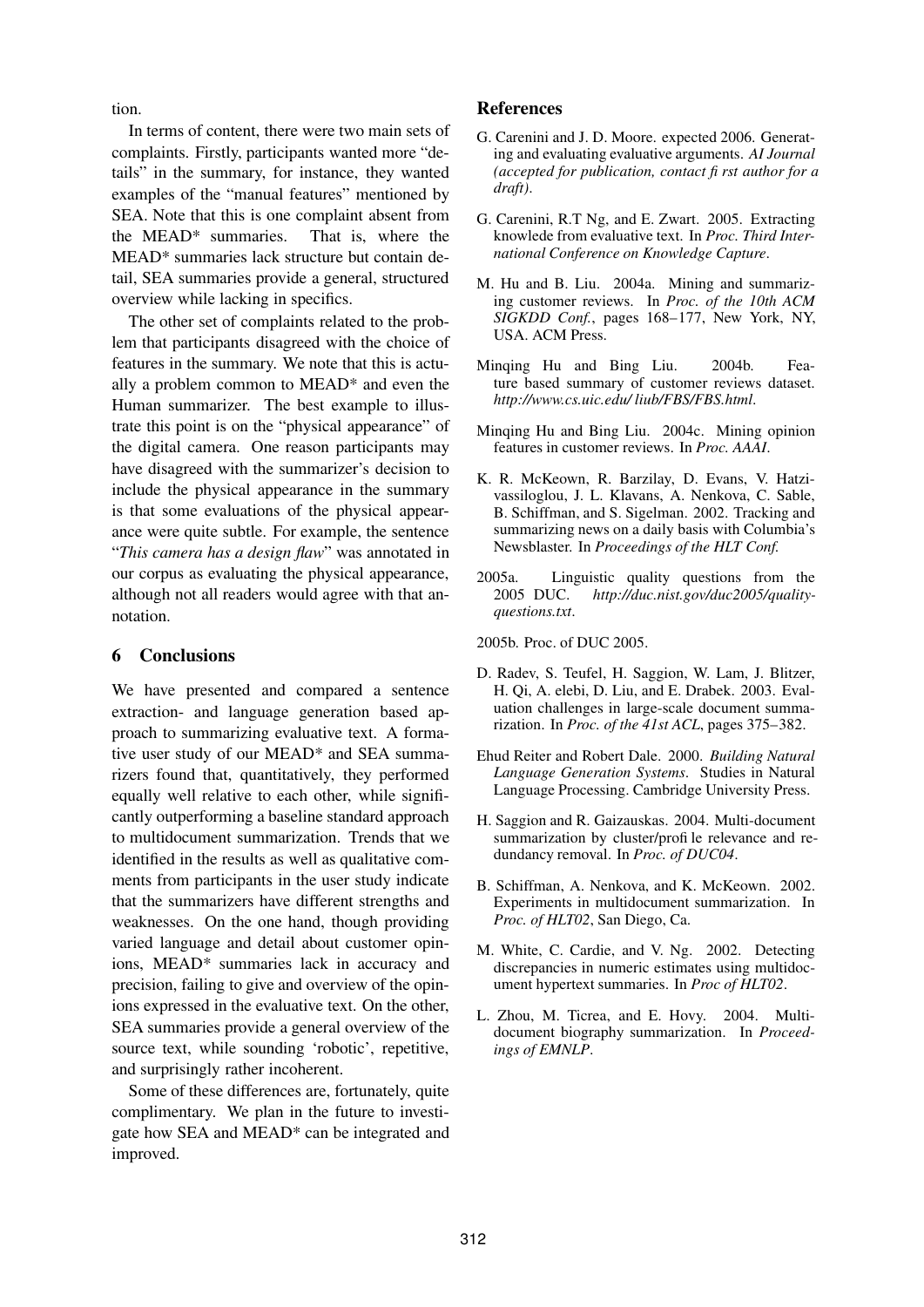tion.

In terms of content, there were two main sets of complaints. Firstly, participants wanted more "details" in the summary, for instance, they wanted examples of the "manual features" mentioned by SEA. Note that this is one complaint absent from the MEAD* summaries. That is, where the MEAD* summaries lack structure but contain detail, SEA summaries provide a general, structured overview while lacking in specifics.

The other set of complaints related to the problem that participants disagreed with the choice of features in the summary. We note that this is actually a problem common to MEAD* and even the Human summarizer. The best example to illustrate this point is on the "physical appearance" of the digital camera. One reason participants may have disagreed with the summarizer's decision to include the physical appearance in the summary is that some evaluations of the physical appearance were quite subtle. For example, the sentence "*This camera has a design flaw*" was annotated in our corpus as evaluating the physical appearance, although not all readers would agree with that annotation.

## 6 Conclusions

We have presented and compared a sentence extraction- and language generation based approach to summarizing evaluative text. A formative user study of our MEAD* and SEA summarizers found that, quantitatively, they performed equally well relative to each other, while significantly outperforming a baseline standard approach to multidocument summarization. Trends that we identified in the results as well as qualitative comments from participants in the user study indicate that the summarizers have different strengths and weaknesses. On the one hand, though providing varied language and detail about customer opinions, MEAD* summaries lack in accuracy and precision, failing to give and overview of the opinions expressed in the evaluative text. On the other, SEA summaries provide a general overview of the source text, while sounding 'robotic', repetitive, and surprisingly rather incoherent.

Some of these differences are, fortunately, quite complimentary. We plan in the future to investigate how SEA and MEAD* can be integrated and improved.

## References

G. Carenini and J. D. Moore. expected 2006. Generating and evaluating evaluative arguments. *AI Journal (accepted for publication, contact first author for a draft)*.

G. Carenini, R.T Ng, and E. Zwart. 2005. Extracting knowlede from evaluative text. In *Proc. Third International Conference on Knowledge Capture*.

M. Hu and B. Liu. 2004a. Mining and summarizing customer reviews. In *Proc. of the 10th ACM SIGKDD Conf.*, pages 168–177, New York, NY, USA. ACM Press.

Minqing Hu and Bing Liu. 2004b. Feature based summary of customer reviews dataset. *http://www.cs.uic.edu/ liub/FBS/FBS.html*.

Minqing Hu and Bing Liu. 2004c. Mining opinion features in customer reviews. In *Proc. AAAI*.

K. R. McKeown, R. Barzilay, D. Evans, V. Hatzivassiloglou, J. L. Klavans, A. Nenkova, C. Sable, B. Schiffman, and S. Sigelman. 2002. Tracking and summarizing news on a daily basis with Columbia's Newsblaster. In *Proceedings of the HLT Conf.*

2005a. Linguistic quality questions from the 2005 DUC. *http://duc.nist.gov/duc2005/quality-questions.txt*.

2005b. Proc. of DUC 2005.

D. Radev, S. Teufel, H. Saggion, W. Lam, J. Blitzer, H. Qi, A. elebi, D. Liu, and E. Drabek. 2003. Evaluation challenges in large-scale document summarization. In *Proc. of the 41st ACL*, pages 375–382.

Ehud Reiter and Robert Dale. 2000. *Building Natural Language Generation Systems*. Studies in Natural Language Processing. Cambridge University Press.

H. Saggion and R. Gaizauskas. 2004. Multi-document summarization by cluster/profile relevance and redundancy removal. In *Proc. of DUC04*.

B. Schiffman, A. Nenkova, and K. McKeown. 2002. Experiments in multidocument summarization. In *Proc. of HLT02*, San Diego, Ca.

M. White, C. Cardie, and V. Ng. 2002. Detecting discrepancies in numeric estimates using multidocument hypertext summaries. In *Proc of HLT02*.

L. Zhou, M. Ticrea, and E. Hovy. 2004. Multi-document biography summarization. In *Proceedings of EMNLP*.